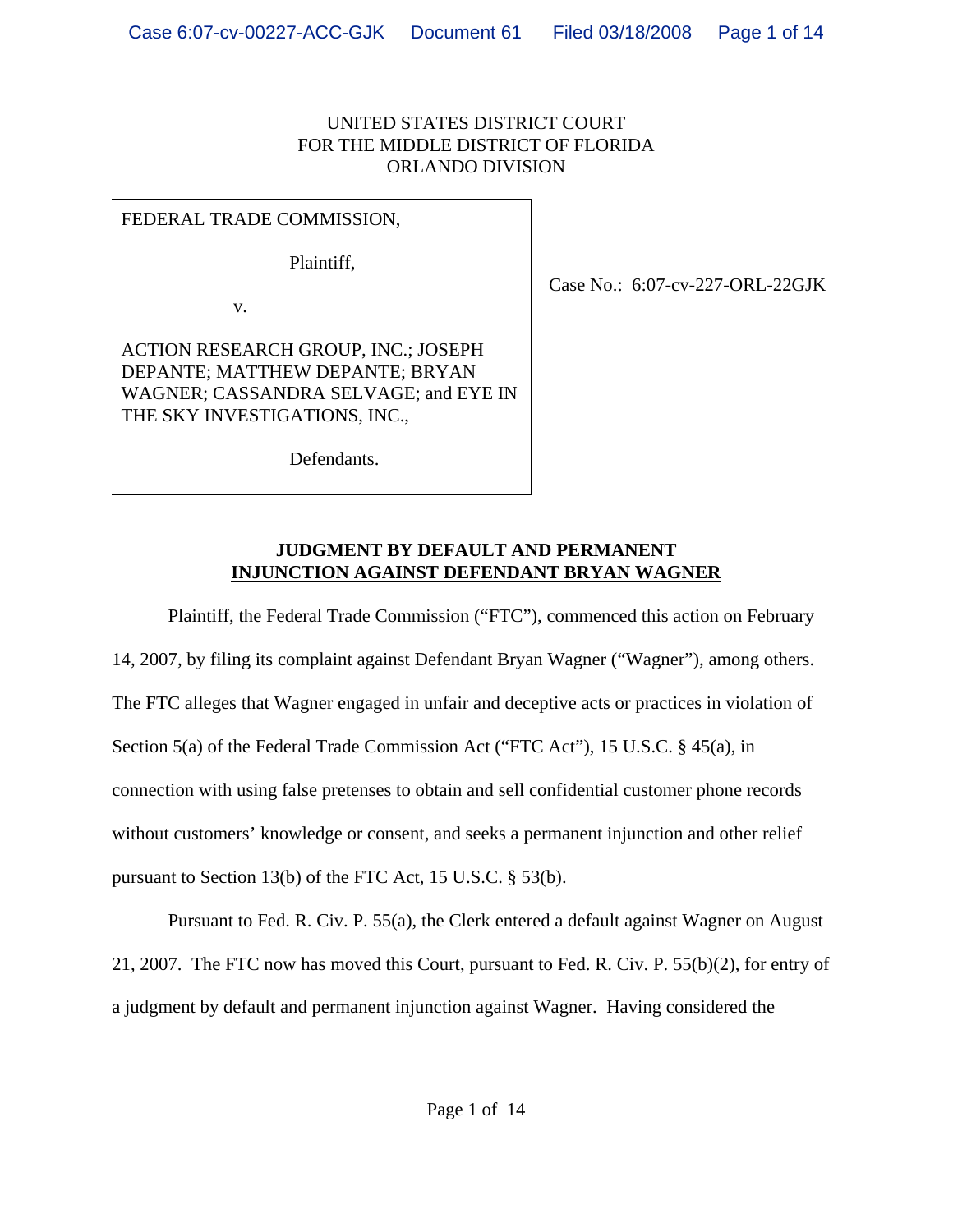UNITED STATES DISTRICT COURT
FOR THE MIDDLE DISTRICT OF FLORIDA
ORLANDO DIVISION

FEDERAL TRADE COMMISSION,

Plaintiff,

v.

ACTION RESEARCH GROUP, INC.; JOSEPH DEPANTE; MATTHEW DEPANTE; BRYAN WAGNER; CASSANDRA SELVAGE; and EYE IN THE SKY INVESTIGATIONS, INC.,

Defendants.

Case No.: 6:07-cv-227-ORL-22GJK

**JUDGMENT BY DEFAULT AND PERMANENT INJUNCTION AGAINST DEFENDANT BRYAN WAGNER**

Plaintiff, the Federal Trade Commission ("FTC"), commenced this action on February 14, 2007, by filing its complaint against Defendant Bryan Wagner ("Wagner"), among others. The FTC alleges that Wagner engaged in unfair and deceptive acts or practices in violation of Section 5(a) of the Federal Trade Commission Act ("FTC Act"), 15 U.S.C. § 45(a), in connection with using false pretenses to obtain and sell confidential customer phone records without customers' knowledge or consent, and seeks a permanent injunction and other relief pursuant to Section 13(b) of the FTC Act, 15 U.S.C. § 53(b).

Pursuant to Fed. R. Civ. P. 55(a), the Clerk entered a default against Wagner on August 21, 2007. The FTC now has moved this Court, pursuant to Fed. R. Civ. P. 55(b)(2), for entry of a judgment by default and permanent injunction against Wagner. Having considered the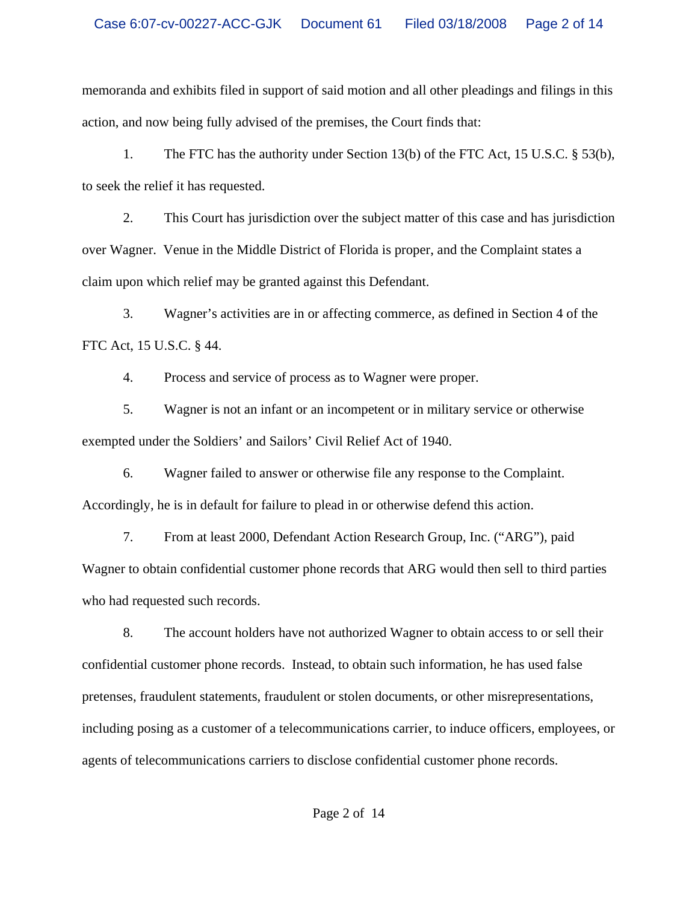memoranda and exhibits filed in support of said motion and all other pleadings and filings in this action, and now being fully advised of the premises, the Court finds that:

1. The FTC has the authority under Section 13(b) of the FTC Act, 15 U.S.C. § 53(b), to seek the relief it has requested.

2. This Court has jurisdiction over the subject matter of this case and has jurisdiction over Wagner. Venue in the Middle District of Florida is proper, and the Complaint states a claim upon which relief may be granted against this Defendant.

3. Wagner's activities are in or affecting commerce, as defined in Section 4 of the FTC Act, 15 U.S.C. § 44.

4. Process and service of process as to Wagner were proper.

5. Wagner is not an infant or an incompetent or in military service or otherwise exempted under the Soldiers' and Sailors' Civil Relief Act of 1940.

6. Wagner failed to answer or otherwise file any response to the Complaint. Accordingly, he is in default for failure to plead in or otherwise defend this action.

7. From at least 2000, Defendant Action Research Group, Inc. ("ARG"), paid Wagner to obtain confidential customer phone records that ARG would then sell to third parties who had requested such records.

8. The account holders have not authorized Wagner to obtain access to or sell their confidential customer phone records. Instead, to obtain such information, he has used false pretenses, fraudulent statements, fraudulent or stolen documents, or other misrepresentations, including posing as a customer of a telecommunications carrier, to induce officers, employees, or agents of telecommunications carriers to disclose confidential customer phone records.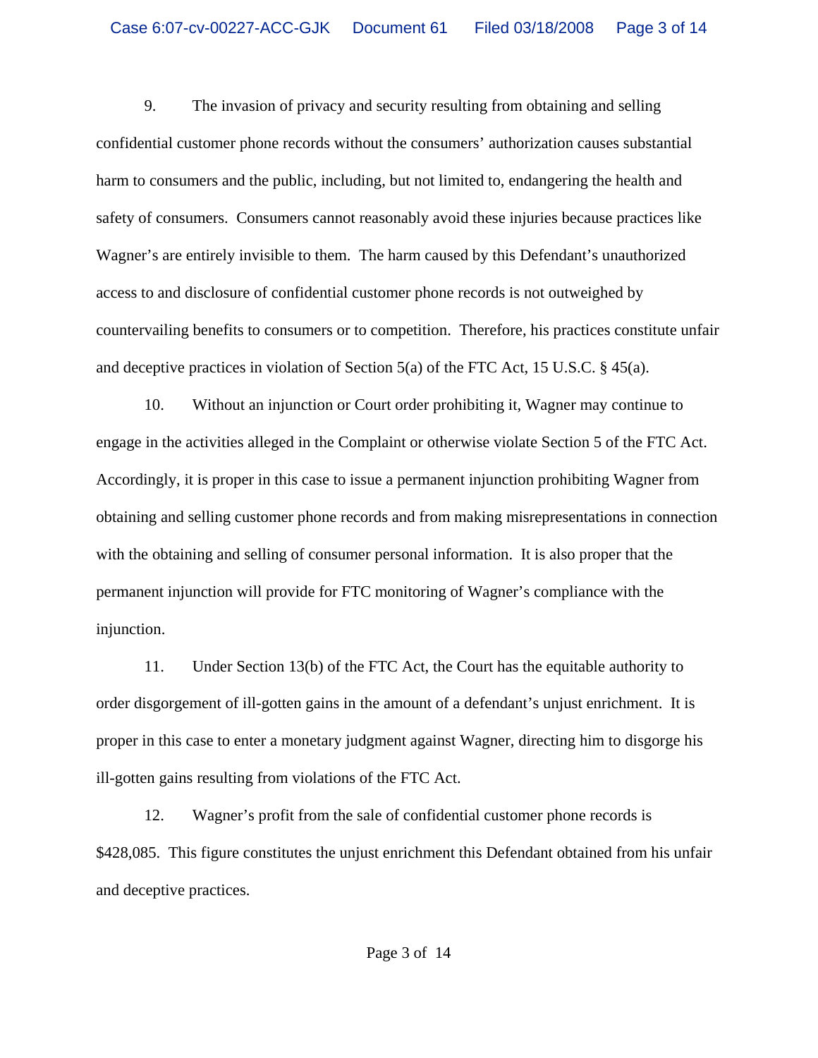9. The invasion of privacy and security resulting from obtaining and selling confidential customer phone records without the consumers' authorization causes substantial harm to consumers and the public, including, but not limited to, endangering the health and safety of consumers. Consumers cannot reasonably avoid these injuries because practices like Wagner's are entirely invisible to them. The harm caused by this Defendant's unauthorized access to and disclosure of confidential customer phone records is not outweighed by countervailing benefits to consumers or to competition. Therefore, his practices constitute unfair and deceptive practices in violation of Section 5(a) of the FTC Act, 15 U.S.C. § 45(a).

10. Without an injunction or Court order prohibiting it, Wagner may continue to engage in the activities alleged in the Complaint or otherwise violate Section 5 of the FTC Act. Accordingly, it is proper in this case to issue a permanent injunction prohibiting Wagner from obtaining and selling customer phone records and from making misrepresentations in connection with the obtaining and selling of consumer personal information. It is also proper that the permanent injunction will provide for FTC monitoring of Wagner's compliance with the injunction.

11. Under Section 13(b) of the FTC Act, the Court has the equitable authority to order disgorgement of ill-gotten gains in the amount of a defendant's unjust enrichment. It is proper in this case to enter a monetary judgment against Wagner, directing him to disgorge his ill-gotten gains resulting from violations of the FTC Act.

12. Wagner's profit from the sale of confidential customer phone records is $428,085. This figure constitutes the unjust enrichment this Defendant obtained from his unfair and deceptive practices.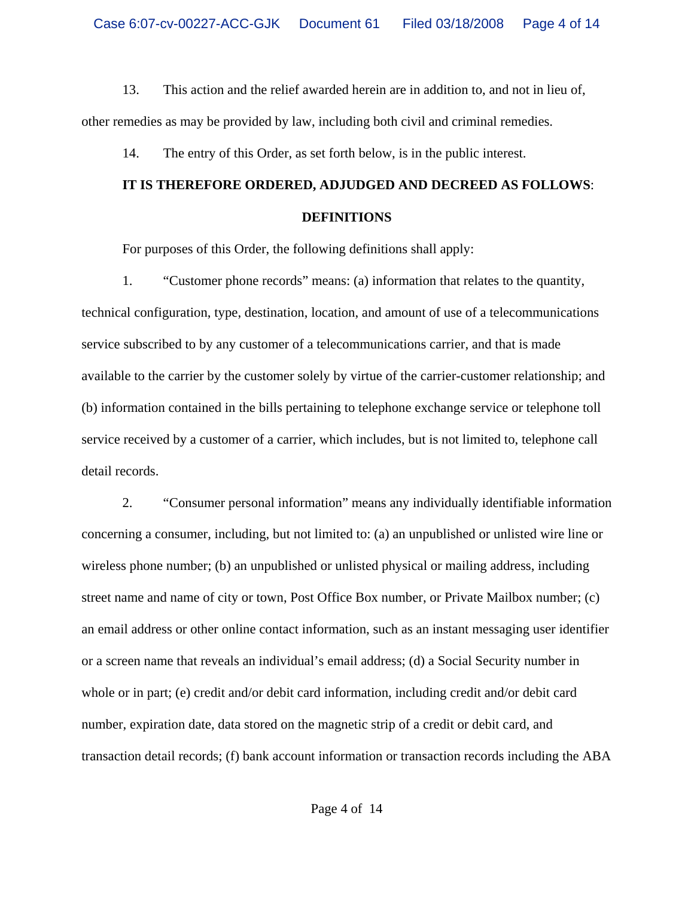13. This action and the relief awarded herein are in addition to, and not in lieu of, other remedies as may be provided by law, including both civil and criminal remedies.

14. The entry of this Order, as set forth below, is in the public interest.

**IT IS THEREFORE ORDERED, ADJUDGED AND DECREED AS FOLLOWS**:

## DEFINITIONS

For purposes of this Order, the following definitions shall apply:

1. "Customer phone records" means: (a) information that relates to the quantity, technical configuration, type, destination, location, and amount of use of a telecommunications service subscribed to by any customer of a telecommunications carrier, and that is made available to the carrier by the customer solely by virtue of the carrier-customer relationship; and (b) information contained in the bills pertaining to telephone exchange service or telephone toll service received by a customer of a carrier, which includes, but is not limited to, telephone call detail records.

2. "Consumer personal information" means any individually identifiable information concerning a consumer, including, but not limited to: (a) an unpublished or unlisted wire line or wireless phone number; (b) an unpublished or unlisted physical or mailing address, including street name and name of city or town, Post Office Box number, or Private Mailbox number; (c) an email address or other online contact information, such as an instant messaging user identifier or a screen name that reveals an individual's email address; (d) a Social Security number in whole or in part; (e) credit and/or debit card information, including credit and/or debit card number, expiration date, data stored on the magnetic strip of a credit or debit card, and transaction detail records; (f) bank account information or transaction records including the ABA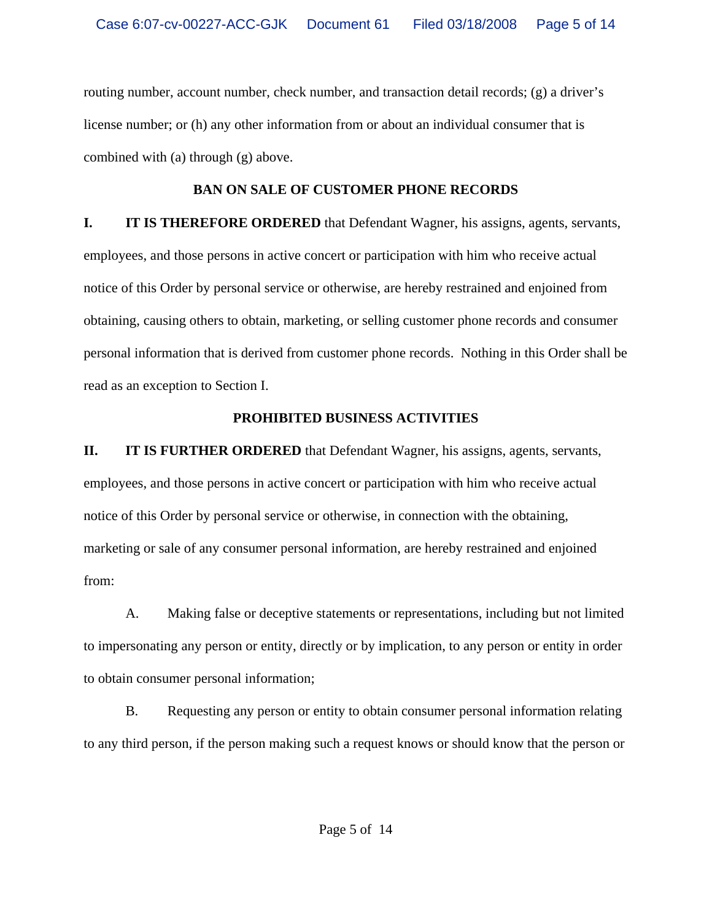routing number, account number, check number, and transaction detail records; (g) a driver's license number; or (h) any other information from or about an individual consumer that is combined with (a) through (g) above.

**BAN ON SALE OF CUSTOMER PHONE RECORDS**

**I. IT IS THEREFORE ORDERED** that Defendant Wagner, his assigns, agents, servants, employees, and those persons in active concert or participation with him who receive actual notice of this Order by personal service or otherwise, are hereby restrained and enjoined from obtaining, causing others to obtain, marketing, or selling customer phone records and consumer personal information that is derived from customer phone records. Nothing in this Order shall be read as an exception to Section I.

**PROHIBITED BUSINESS ACTIVITIES**

**II. IT IS FURTHER ORDERED** that Defendant Wagner, his assigns, agents, servants, employees, and those persons in active concert or participation with him who receive actual notice of this Order by personal service or otherwise, in connection with the obtaining, marketing or sale of any consumer personal information, are hereby restrained and enjoined from:

A. Making false or deceptive statements or representations, including but not limited to impersonating any person or entity, directly or by implication, to any person or entity in order to obtain consumer personal information;

B. Requesting any person or entity to obtain consumer personal information relating to any third person, if the person making such a request knows or should know that the person or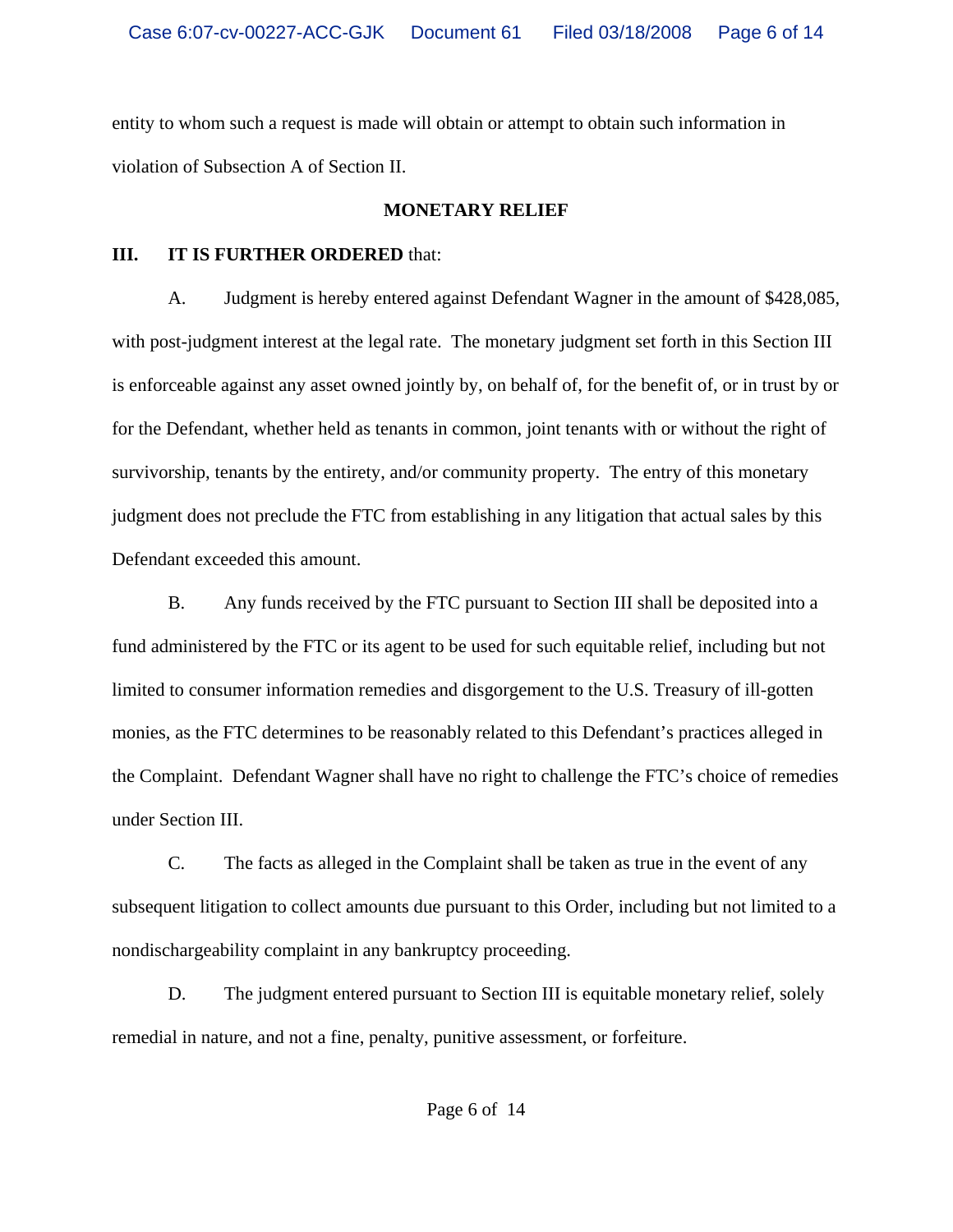entity to whom such a request is made will obtain or attempt to obtain such information in violation of Subsection A of Section II.

**MONETARY RELIEF**

**III. IT IS FURTHER ORDERED** that:

A. Judgment is hereby entered against Defendant Wagner in the amount of $428,085, with post-judgment interest at the legal rate. The monetary judgment set forth in this Section III is enforceable against any asset owned jointly by, on behalf of, for the benefit of, or in trust by or for the Defendant, whether held as tenants in common, joint tenants with or without the right of survivorship, tenants by the entirety, and/or community property. The entry of this monetary judgment does not preclude the FTC from establishing in any litigation that actual sales by this Defendant exceeded this amount.

B. Any funds received by the FTC pursuant to Section III shall be deposited into a fund administered by the FTC or its agent to be used for such equitable relief, including but not limited to consumer information remedies and disgorgement to the U.S. Treasury of ill-gotten monies, as the FTC determines to be reasonably related to this Defendant's practices alleged in the Complaint. Defendant Wagner shall have no right to challenge the FTC's choice of remedies under Section III.

C. The facts as alleged in the Complaint shall be taken as true in the event of any subsequent litigation to collect amounts due pursuant to this Order, including but not limited to a nondischargeability complaint in any bankruptcy proceeding.

D. The judgment entered pursuant to Section III is equitable monetary relief, solely remedial in nature, and not a fine, penalty, punitive assessment, or forfeiture.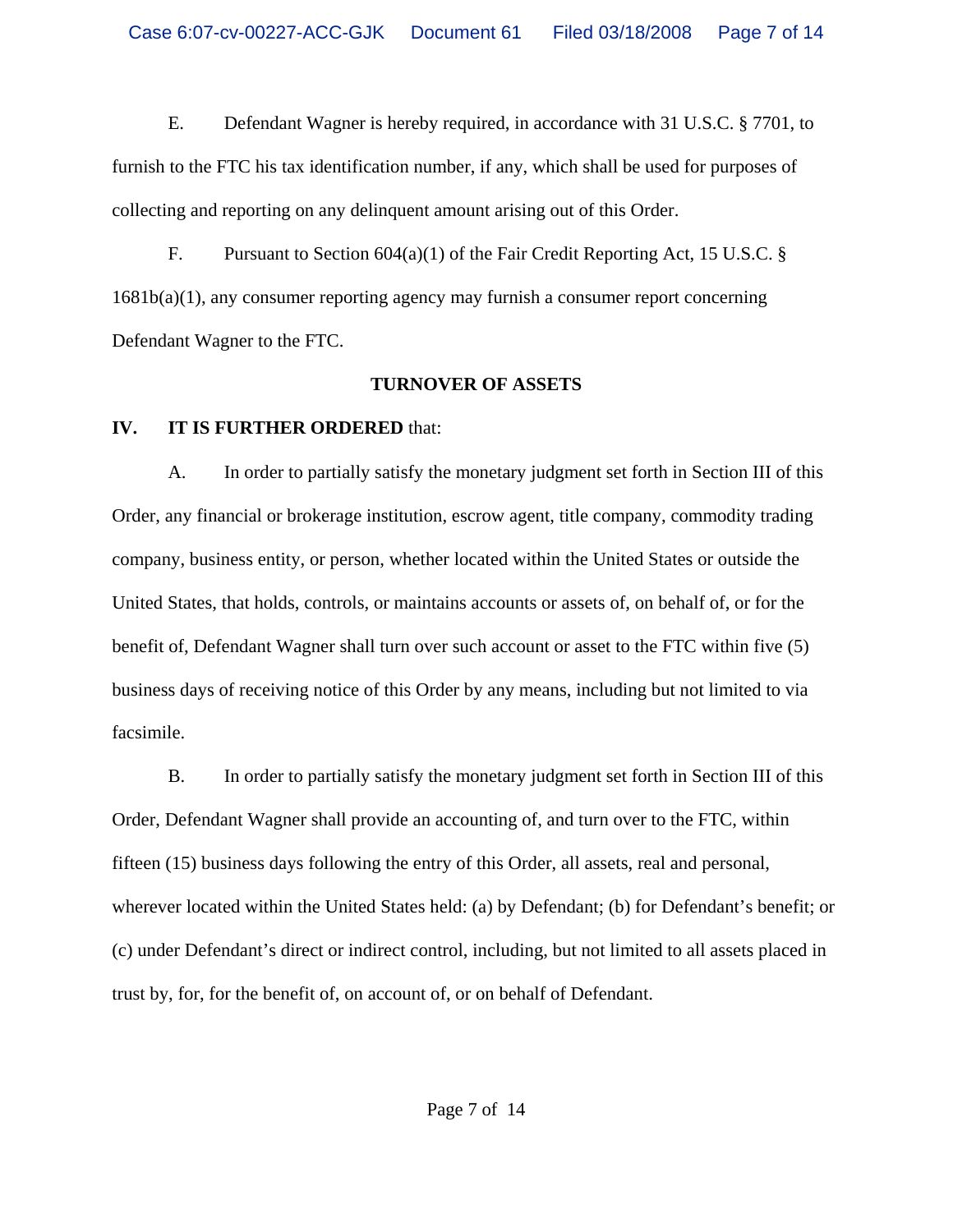E. Defendant Wagner is hereby required, in accordance with 31 U.S.C. § 7701, to furnish to the FTC his tax identification number, if any, which shall be used for purposes of collecting and reporting on any delinquent amount arising out of this Order.

F. Pursuant to Section 604(a)(1) of the Fair Credit Reporting Act, 15 U.S.C. § 1681b(a)(1), any consumer reporting agency may furnish a consumer report concerning Defendant Wagner to the FTC.

**TURNOVER OF ASSETS**

**IV. IT IS FURTHER ORDERED** that:

A. In order to partially satisfy the monetary judgment set forth in Section III of this Order, any financial or brokerage institution, escrow agent, title company, commodity trading company, business entity, or person, whether located within the United States or outside the United States, that holds, controls, or maintains accounts or assets of, on behalf of, or for the benefit of, Defendant Wagner shall turn over such account or asset to the FTC within five (5) business days of receiving notice of this Order by any means, including but not limited to via facsimile.

B. In order to partially satisfy the monetary judgment set forth in Section III of this Order, Defendant Wagner shall provide an accounting of, and turn over to the FTC, within fifteen (15) business days following the entry of this Order, all assets, real and personal, wherever located within the United States held: (a) by Defendant; (b) for Defendant's benefit; or (c) under Defendant's direct or indirect control, including, but not limited to all assets placed in trust by, for, for the benefit of, on account of, or on behalf of Defendant.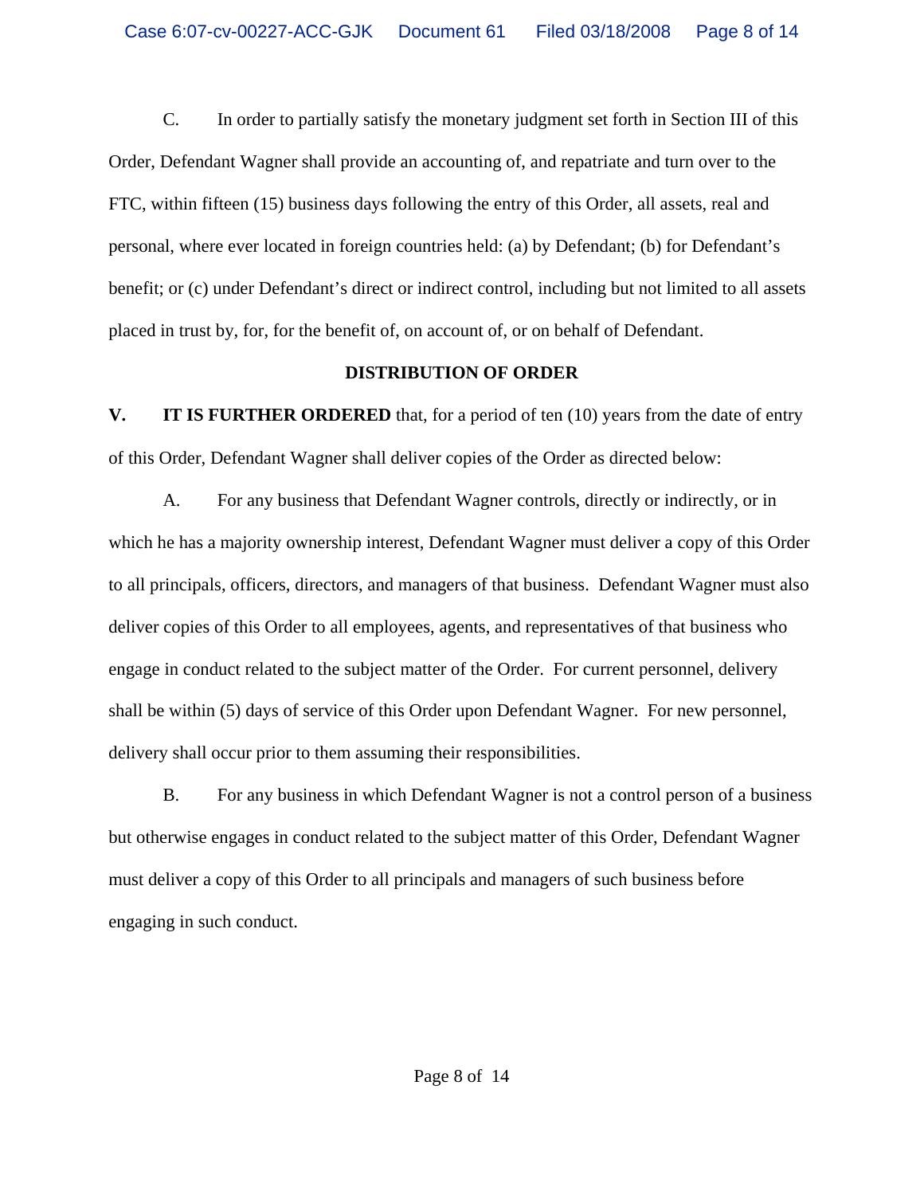C. In order to partially satisfy the monetary judgment set forth in Section III of this Order, Defendant Wagner shall provide an accounting of, and repatriate and turn over to the FTC, within fifteen (15) business days following the entry of this Order, all assets, real and personal, where ever located in foreign countries held: (a) by Defendant; (b) for Defendant's benefit; or (c) under Defendant's direct or indirect control, including but not limited to all assets placed in trust by, for, for the benefit of, on account of, or on behalf of Defendant.

## DISTRIBUTION OF ORDER

**V. IT IS FURTHER ORDERED** that, for a period of ten (10) years from the date of entry of this Order, Defendant Wagner shall deliver copies of the Order as directed below:

A. For any business that Defendant Wagner controls, directly or indirectly, or in which he has a majority ownership interest, Defendant Wagner must deliver a copy of this Order to all principals, officers, directors, and managers of that business. Defendant Wagner must also deliver copies of this Order to all employees, agents, and representatives of that business who engage in conduct related to the subject matter of the Order. For current personnel, delivery shall be within (5) days of service of this Order upon Defendant Wagner. For new personnel, delivery shall occur prior to them assuming their responsibilities.

B. For any business in which Defendant Wagner is not a control person of a business but otherwise engages in conduct related to the subject matter of this Order, Defendant Wagner must deliver a copy of this Order to all principals and managers of such business before engaging in such conduct.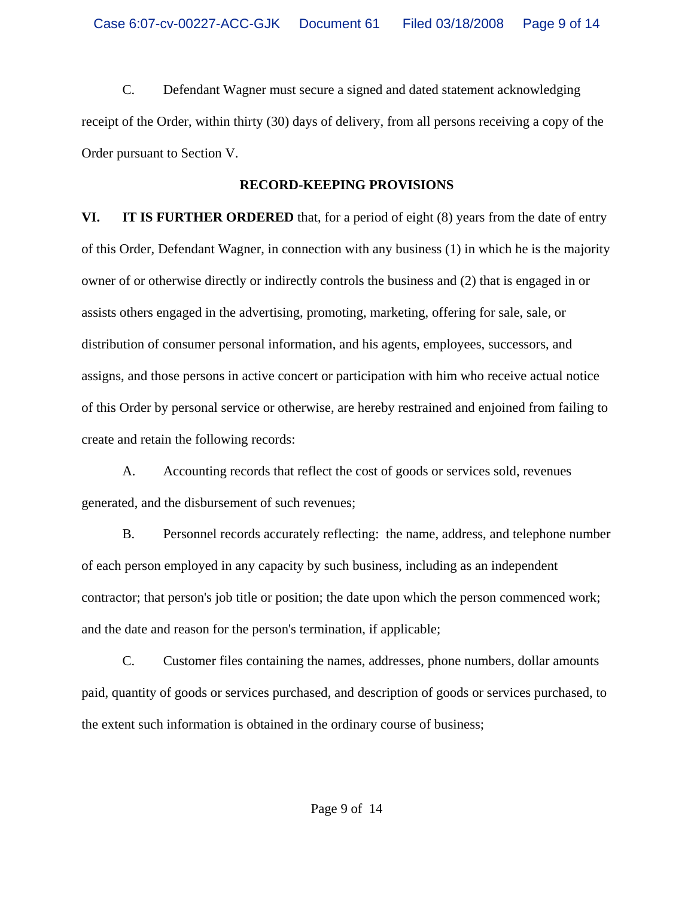C. Defendant Wagner must secure a signed and dated statement acknowledging receipt of the Order, within thirty (30) days of delivery, from all persons receiving a copy of the Order pursuant to Section V.

## RECORD-KEEPING PROVISIONS

**VI. IT IS FURTHER ORDERED** that, for a period of eight (8) years from the date of entry of this Order, Defendant Wagner, in connection with any business (1) in which he is the majority owner of or otherwise directly or indirectly controls the business and (2) that is engaged in or assists others engaged in the advertising, promoting, marketing, offering for sale, sale, or distribution of consumer personal information, and his agents, employees, successors, and assigns, and those persons in active concert or participation with him who receive actual notice of this Order by personal service or otherwise, are hereby restrained and enjoined from failing to create and retain the following records:

A. Accounting records that reflect the cost of goods or services sold, revenues generated, and the disbursement of such revenues;

B. Personnel records accurately reflecting: the name, address, and telephone number of each person employed in any capacity by such business, including as an independent contractor; that person's job title or position; the date upon which the person commenced work; and the date and reason for the person's termination, if applicable;

C. Customer files containing the names, addresses, phone numbers, dollar amounts paid, quantity of goods or services purchased, and description of goods or services purchased, to the extent such information is obtained in the ordinary course of business;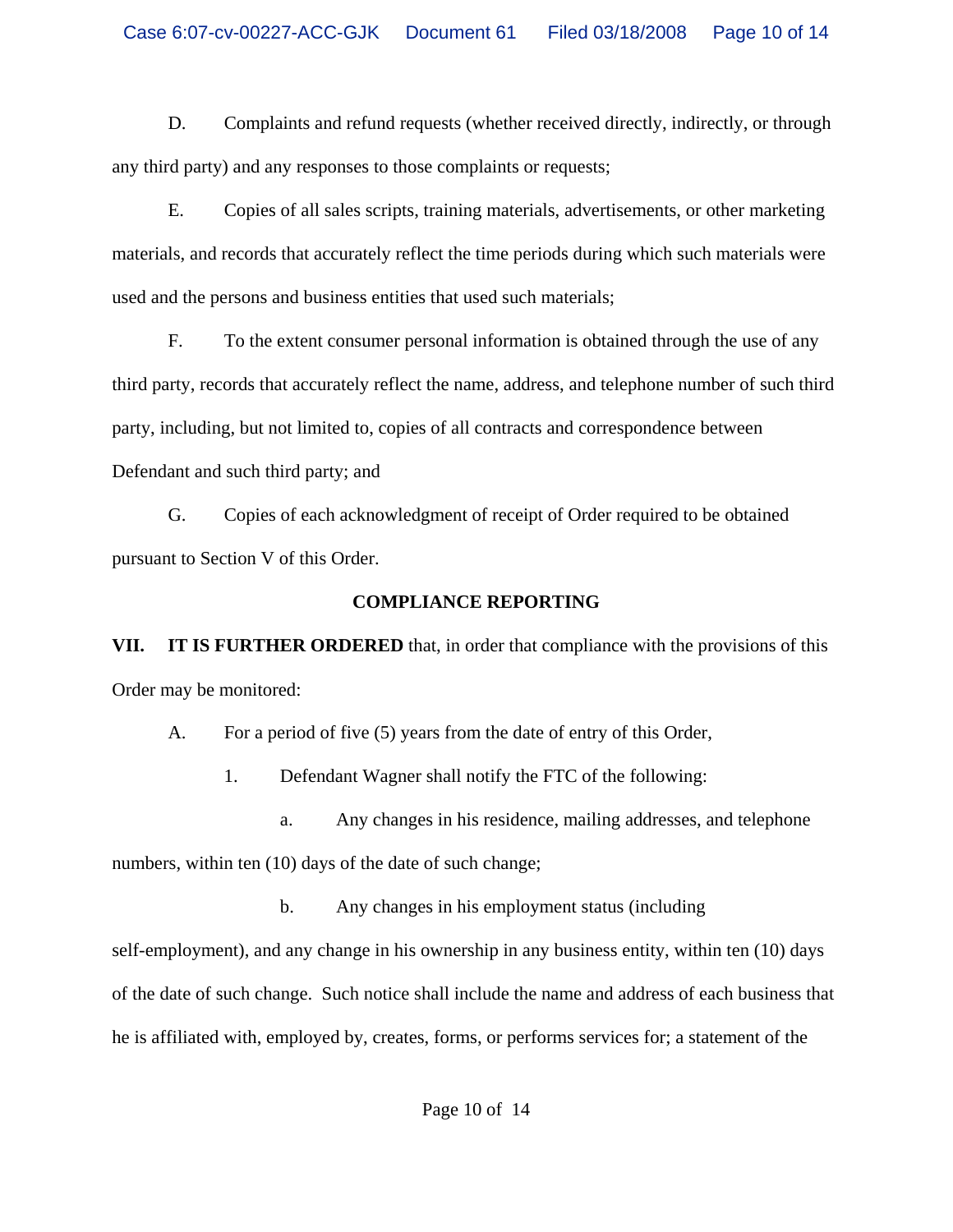D. Complaints and refund requests (whether received directly, indirectly, or through any third party) and any responses to those complaints or requests;

E. Copies of all sales scripts, training materials, advertisements, or other marketing materials, and records that accurately reflect the time periods during which such materials were used and the persons and business entities that used such materials;

F. To the extent consumer personal information is obtained through the use of any third party, records that accurately reflect the name, address, and telephone number of such third party, including, but not limited to, copies of all contracts and correspondence between Defendant and such third party; and

G. Copies of each acknowledgment of receipt of Order required to be obtained pursuant to Section V of this Order.

**COMPLIANCE REPORTING**

**VII. IT IS FURTHER ORDERED** that, in order that compliance with the provisions of this Order may be monitored:

A. For a period of five (5) years from the date of entry of this Order,

1. Defendant Wagner shall notify the FTC of the following:

a. Any changes in his residence, mailing addresses, and telephone numbers, within ten (10) days of the date of such change;

b. Any changes in his employment status (including self-employment), and any change in his ownership in any business entity, within ten (10) days of the date of such change. Such notice shall include the name and address of each business that he is affiliated with, employed by, creates, forms, or performs services for; a statement of the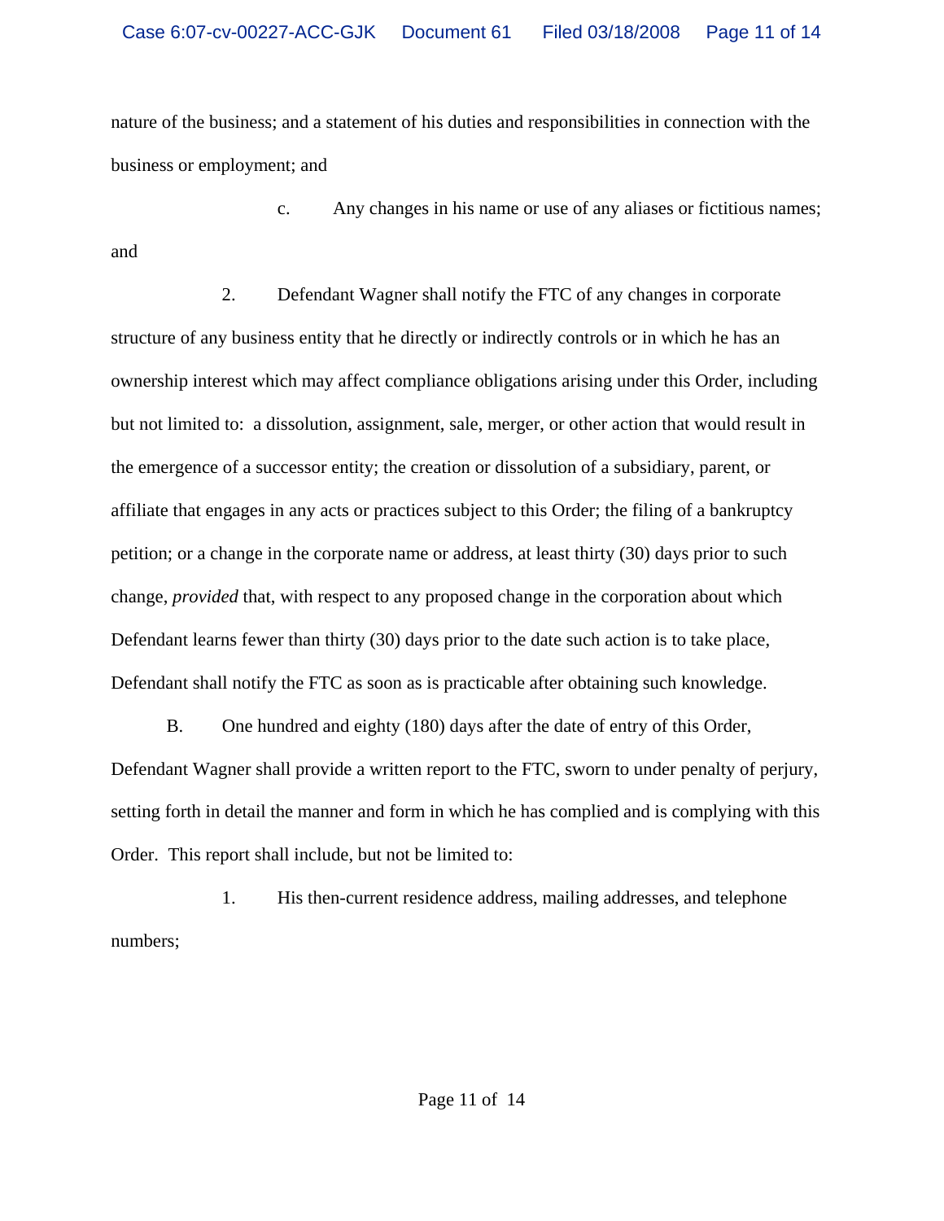nature of the business; and a statement of his duties and responsibilities in connection with the business or employment; and

c. Any changes in his name or use of any aliases or fictitious names; and

2. Defendant Wagner shall notify the FTC of any changes in corporate structure of any business entity that he directly or indirectly controls or in which he has an ownership interest which may affect compliance obligations arising under this Order, including but not limited to: a dissolution, assignment, sale, merger, or other action that would result in the emergence of a successor entity; the creation or dissolution of a subsidiary, parent, or affiliate that engages in any acts or practices subject to this Order; the filing of a bankruptcy petition; or a change in the corporate name or address, at least thirty (30) days prior to such change, *provided* that, with respect to any proposed change in the corporation about which Defendant learns fewer than thirty (30) days prior to the date such action is to take place, Defendant shall notify the FTC as soon as is practicable after obtaining such knowledge.

B. One hundred and eighty (180) days after the date of entry of this Order, Defendant Wagner shall provide a written report to the FTC, sworn to under penalty of perjury, setting forth in detail the manner and form in which he has complied and is complying with this Order. This report shall include, but not be limited to:

1. His then-current residence address, mailing addresses, and telephone numbers;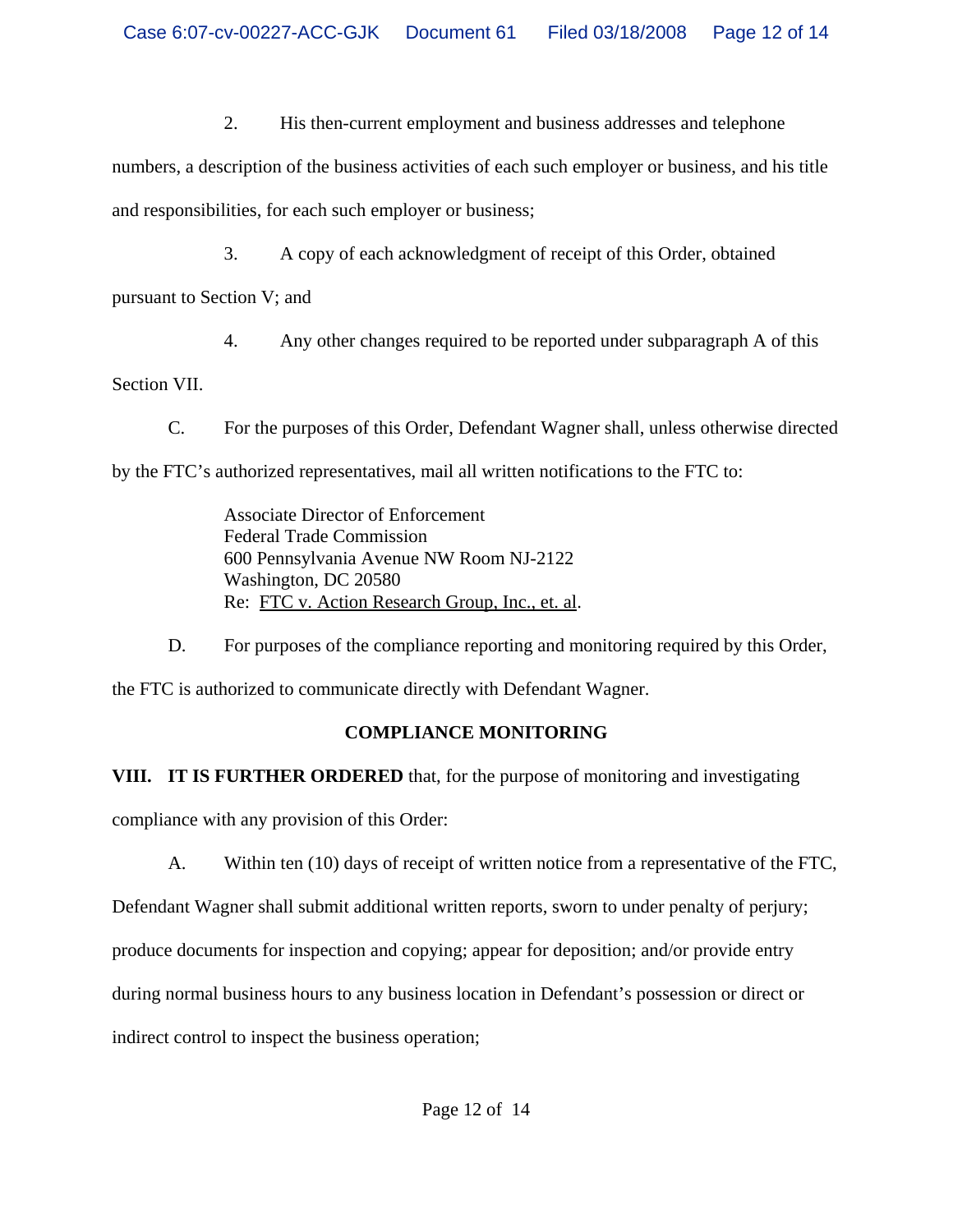2. His then-current employment and business addresses and telephone numbers, a description of the business activities of each such employer or business, and his title and responsibilities, for each such employer or business;

3. A copy of each acknowledgment of receipt of this Order, obtained pursuant to Section V; and

4. Any other changes required to be reported under subparagraph A of this Section VII.

C. For the purposes of this Order, Defendant Wagner shall, unless otherwise directed by the FTC's authorized representatives, mail all written notifications to the FTC to:

> Associate Director of Enforcement
> Federal Trade Commission
> 600 Pennsylvania Avenue NW Room NJ-2122
> Washington, DC 20580
> Re: FTC v. Action Research Group, Inc., et. al.

D. For purposes of the compliance reporting and monitoring required by this Order, the FTC is authorized to communicate directly with Defendant Wagner.

## COMPLIANCE MONITORING

**VIII. IT IS FURTHER ORDERED** that, for the purpose of monitoring and investigating compliance with any provision of this Order:

A. Within ten (10) days of receipt of written notice from a representative of the FTC, Defendant Wagner shall submit additional written reports, sworn to under penalty of perjury; produce documents for inspection and copying; appear for deposition; and/or provide entry during normal business hours to any business location in Defendant's possession or direct or indirect control to inspect the business operation;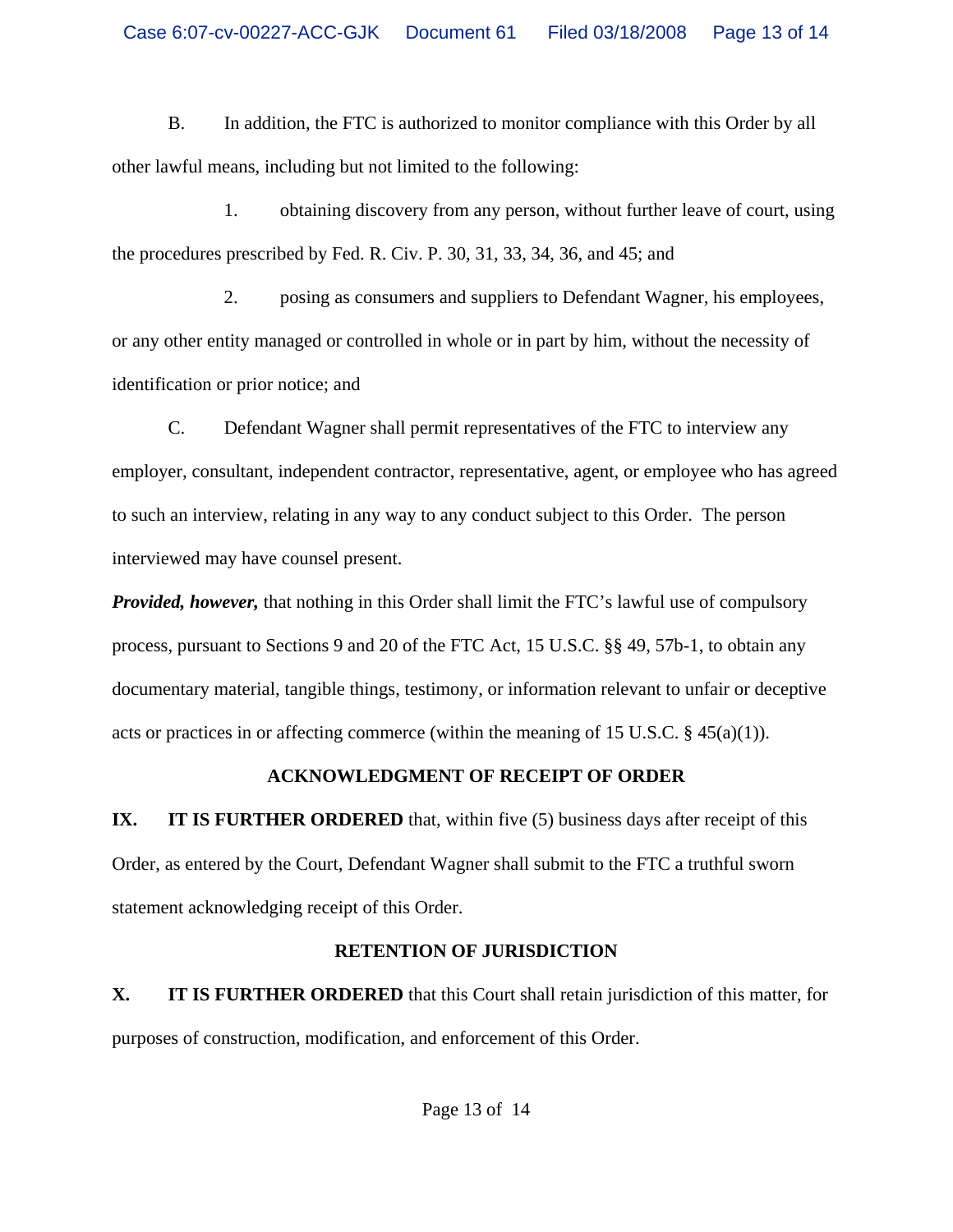B. In addition, the FTC is authorized to monitor compliance with this Order by all other lawful means, including but not limited to the following:

1. obtaining discovery from any person, without further leave of court, using the procedures prescribed by Fed. R. Civ. P. 30, 31, 33, 34, 36, and 45; and

2. posing as consumers and suppliers to Defendant Wagner, his employees, or any other entity managed or controlled in whole or in part by him, without the necessity of identification or prior notice; and

C. Defendant Wagner shall permit representatives of the FTC to interview any employer, consultant, independent contractor, representative, agent, or employee who has agreed to such an interview, relating in any way to any conduct subject to this Order. The person interviewed may have counsel present.

***Provided, however,*** that nothing in this Order shall limit the FTC's lawful use of compulsory process, pursuant to Sections 9 and 20 of the FTC Act, 15 U.S.C. §§ 49, 57b-1, to obtain any documentary material, tangible things, testimony, or information relevant to unfair or deceptive acts or practices in or affecting commerce (within the meaning of 15 U.S.C. § 45(a)(1)).

## ACKNOWLEDGMENT OF RECEIPT OF ORDER

**IX. IT IS FURTHER ORDERED** that, within five (5) business days after receipt of this Order, as entered by the Court, Defendant Wagner shall submit to the FTC a truthful sworn statement acknowledging receipt of this Order.

## RETENTION OF JURISDICTION

**X. IT IS FURTHER ORDERED** that this Court shall retain jurisdiction of this matter, for purposes of construction, modification, and enforcement of this Order.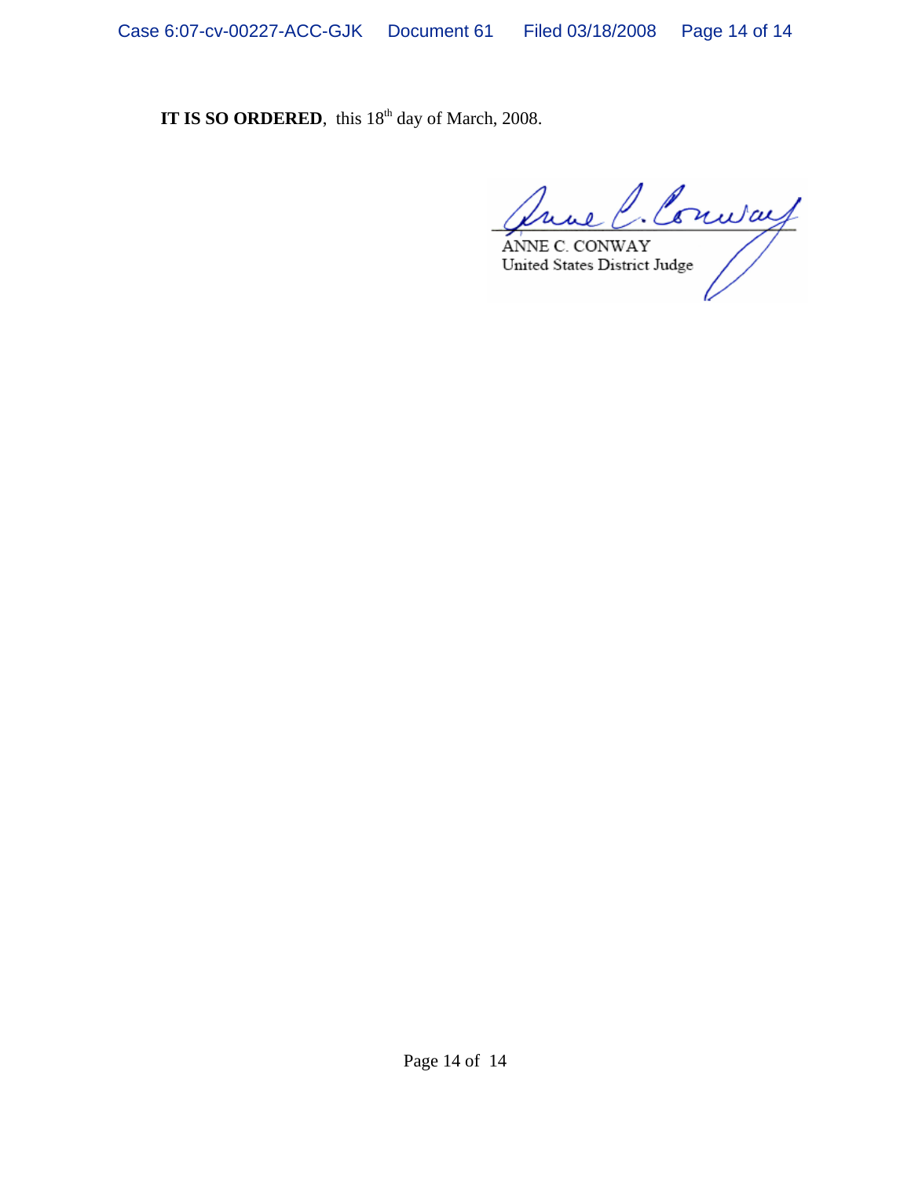**IT IS SO ORDERED**, this 18th day of March, 2008.

ANNE C. CONWAY
United States District Judge